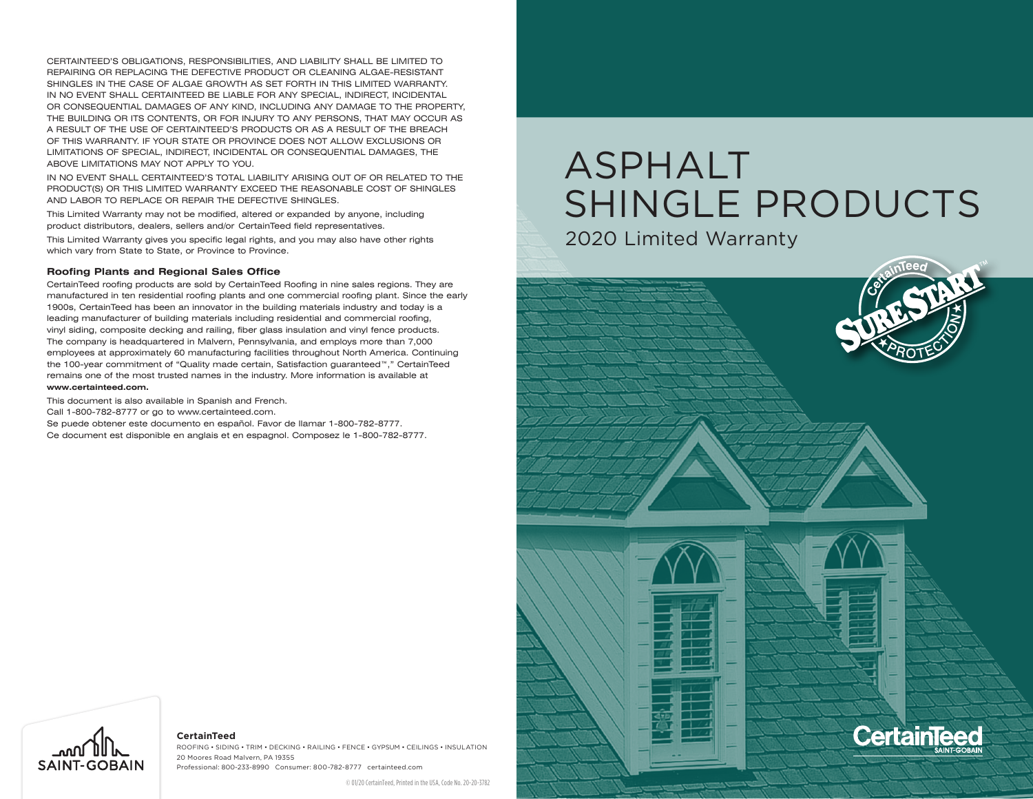CERTAINTEED'S OBLIGATIONS, RESPONSIBILITIES, AND LIABILITY SHALL BE LIMITED TO REPAIRING OR REPLACING THE DEFECTIVE PRODUCT OR CLEANING ALGAE-RESISTANT SHINGLES IN THE CASE OF ALGAE GROWTH AS SET FORTH IN THIS LIMITED WARRANTY. IN NO EVENT SHALL CERTAINTEED BE LIABLE FOR ANY SPECIAL, INDIRECT, INCIDENTAL OR CONSEQUENTIAL DAMAGES OF ANY KIND, INCLUDING ANY DAMAGE TO THE PROPERTY, THE BUILDING OR ITS CONTENTS, OR FOR INJURY TO ANY PERSONS, THAT MAY OCCUR AS A RESULT OF THE USE OF CERTAINTEED'S PRODUCTS OR AS A RESULT OF THE BREACH OF THIS WARRANTY. IF YOUR STATE OR PROVINCE DOES NOT ALLOW EXCLUSIONS OR LIMITATIONS OF SPECIAL, INDIRECT, INCIDENTAL OR CONSEQUENTIAL DAMAGES, THE ABOVE LIMITATIONS MAY NOT APPLY TO YOU.

IN NO EVENT SHALL CERTAINTEED'S TOTAL LIABILITY ARISING OUT OF OR RELATED TO THE PRODUCT(S) OR THIS LIMITED WARRANTY EXCEED THE REASONABLE COST OF SHINGLES AND LABOR TO REPLACE OR REPAIR THE DEFECTIVE SHINGLES.

This Limited Warranty may not be modified, altered or expanded by anyone, including product distributors, dealers, sellers and/or CertainTeed field representatives.

This Limited Warranty gives you specific legal rights, and you may also have other rights which vary from State to State, or Province to Province.

### Roofing Plants and Regional Sales Office

CertainTeed roofing products are sold by CertainTeed Roofing in nine sales regions. They are manufactured in ten residential roofing plants and one commercial roofing plant. Since the early 1900s, CertainTeed has been an innovator in the building materials industry and today is a leading manufacturer of building materials including residential and commercial roofing, vinyl siding, composite decking and railing, fiber glass insulation and vinyl fence products. The company is headquartered in Malvern, Pennsylvania, and employs more than 7,000 employees at approximately 60 manufacturing facilities throughout North America. Continuing the 100-year commitment of "Quality made certain, Satisfaction guaranteed™," CertainTeed remains one of the most trusted names in the industry. More information is available at **www.certainteed.com.**

This document is also available in Spanish and French.
Call 1-800-782-8777 or go to www.certainteed.com.
Se puede obtener este documento en español. Favor de llamar 1-800-782-8777.
Ce document est disponible en anglais et en espagnol. Composez le 1-800-782-8777.

SAINT-GOBAIN

**CertainTeed**
ROOFING • SIDING • TRIM • DECKING • RAILING • FENCE • GYPSUM • CEILINGS • INSULATION
20 Moores Road Malvern, PA 19355
Professional: 800-233-8990 Consumer: 800-782-8777 certainteed.com

© 01/20 CertainTeed, Printed in the USA, Code No. 20-20-3782

# ASPHALT SHINGLE PRODUCTS

## 2020 Limited Warranty

CertainTeed SURESTART™ PROTECTION

CertainTeed SAINT-GOBAIN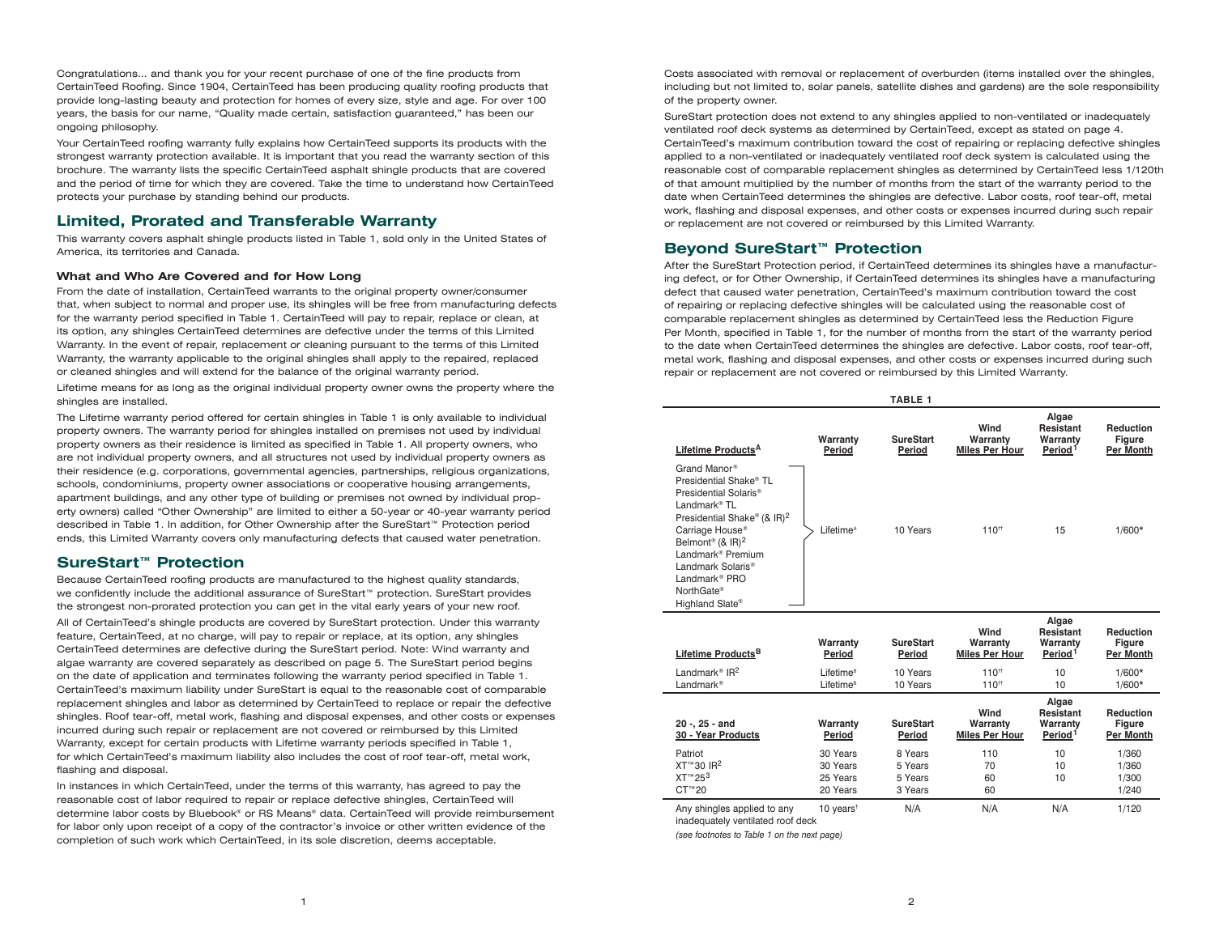Congratulations... and thank you for your recent purchase of one of the fine products from CertainTeed Roofing. Since 1904, CertainTeed has been producing quality roofing products that provide long-lasting beauty and protection for homes of every size, style and age. For over 100 years, the basis for our name, "Quality made certain, satisfaction guaranteed," has been our ongoing philosophy.

Your CertainTeed roofing warranty fully explains how CertainTeed supports its products with the strongest warranty protection available. It is important that you read the warranty section of this brochure. The warranty lists the specific CertainTeed asphalt shingle products that are covered and the period of time for which they are covered. Take the time to understand how CertainTeed protects your purchase by standing behind our products.

## Limited, Prorated and Transferable Warranty

This warranty covers asphalt shingle products listed in Table 1, sold only in the United States of America, its territories and Canada.

### What and Who Are Covered and for How Long

From the date of installation, CertainTeed warrants to the original property owner/consumer that, when subject to normal and proper use, its shingles will be free from manufacturing defects for the warranty period specified in Table 1. CertainTeed will pay to repair, replace or clean, at its option, any shingles CertainTeed determines are defective under the terms of this Limited Warranty. In the event of repair, replacement or cleaning pursuant to the terms of this Limited Warranty, the warranty applicable to the original shingles shall apply to the repaired, replaced or cleaned shingles and will extend for the balance of the original warranty period.

Lifetime means for as long as the original individual property owner owns the property where the shingles are installed.

The Lifetime warranty period offered for certain shingles in Table 1 is only available to individual property owners. The warranty period for shingles installed on premises not used by individual property owners as their residence is limited as specified in Table 1. All property owners, who are not individual property owners, and all structures not used by individual property owners as their residence (e.g. corporations, governmental agencies, partnerships, religious organizations, schools, condominiums, property owner associations or cooperative housing arrangements, apartment buildings, and any other type of building or premises not owned by individual property owners) called "Other Ownership" are limited to either a 50-year or 40-year warranty period described in Table 1. In addition, for Other Ownership after the SureStart™ Protection period ends, this Limited Warranty covers only manufacturing defects that caused water penetration.

## SureStart™ Protection

Because CertainTeed roofing products are manufactured to the highest quality standards, we confidently include the additional assurance of SureStart™ protection. SureStart provides the strongest non-prorated protection you can get in the vital early years of your new roof.

All of CertainTeed's shingle products are covered by SureStart protection. Under this warranty feature, CertainTeed, at no charge, will pay to repair or replace, at its option, any shingles CertainTeed determines are defective during the SureStart period. Note: Wind warranty and algae warranty are covered separately as described on page 5. The SureStart period begins on the date of application and terminates following the warranty period specified in Table 1. CertainTeed's maximum liability under SureStart is equal to the reasonable cost of comparable replacement shingles and labor as determined by CertainTeed to replace or repair the defective shingles. Roof tear-off, metal work, flashing and disposal expenses, and other costs or expenses incurred during such repair or replacement are not covered or reimbursed by this Limited Warranty, except for certain products with Lifetime warranty periods specified in Table 1, for which CertainTeed's maximum liability also includes the cost of roof tear-off, metal work, flashing and disposal.

In instances in which CertainTeed, under the terms of this warranty, has agreed to pay the reasonable cost of labor required to repair or replace defective shingles, CertainTeed will determine labor costs by Bluebook® or RS Means® data. CertainTeed will provide reimbursement for labor only upon receipt of a copy of the contractor's invoice or other written evidence of the completion of such work which CertainTeed, in its sole discretion, deems acceptable.

Costs associated with removal or replacement of overburden (items installed over the shingles, including but not limited to, solar panels, satellite dishes and gardens) are the sole responsibility of the property owner.

SureStart protection does not extend to any shingles applied to non-ventilated or inadequately ventilated roof deck systems as determined by CertainTeed, except as stated on page 4. CertainTeed's maximum contribution toward the cost of repairing or replacing defective shingles applied to a non-ventilated or inadequately ventilated roof deck system is calculated using the reasonable cost of comparable replacement shingles as determined by CertainTeed less 1/120th of that amount multiplied by the number of months from the start of the warranty period to the date when CertainTeed determines the shingles are defective. Labor costs, roof tear-off, metal work, flashing and disposal expenses, and other costs or expenses incurred during such repair or replacement are not covered or reimbursed by this Limited Warranty.

## Beyond SureStart™ Protection

After the SureStart Protection period, if CertainTeed determines its shingles have a manufacturing defect, or for Other Ownership, if CertainTeed determines its shingles have a manufacturing defect that caused water penetration, CertainTeed's maximum contribution toward the cost of repairing or replacing defective shingles will be calculated using the reasonable cost of comparable replacement shingles as determined by CertainTeed less the Reduction Figure Per Month, specified in Table 1, for the number of months from the start of the warranty period to the date when CertainTeed determines the shingles are defective. Labor costs, roof tear-off, metal work, flashing and disposal expenses, and other costs or expenses incurred during such repair or replacement are not covered or reimbursed by this Limited Warranty.

**TABLE 1**

| Lifetime Products[A] | Warranty Period | SureStart Period | Wind Warranty Miles Per Hour | Algae Resistant Warranty Period[1] | Reduction Figure Per Month |
|---|---|---|---|---|---|
| Grand Manor®, Presidential Shake® TL, Presidential Solaris®, Landmark® TL, Presidential Shake® (& IR)[2], Carriage House®, Belmont® (& IR)[2], Landmark® Premium, Landmark Solaris®, Landmark® PRO, NorthGate®, Highland Slate® | Lifetime[A] | 10 Years | 110[††] | 15 | 1/600* |
| **Lifetime Products[B]** | **Warranty Period** | **SureStart Period** | **Wind Warranty Miles Per Hour** | **Algae Resistant Warranty Period[1]** | **Reduction Figure Per Month** |
| Landmark® IR[2] | Lifetime[B] | 10 Years | 110[††] | 10 | 1/600* |
| Landmark® | Lifetime[B] | 10 Years | 110[††] | 10 | 1/600* |
| **20 -, 25 - and 30 - Year Products** | **Warranty Period** | **SureStart Period** | **Wind Warranty Miles Per Hour** | **Algae Resistant Warranty Period[1]** | **Reduction Figure Per Month** |
| Patriot | 30 Years | 8 Years | 110 | 10 | 1/360 |
| XT™30 IR[2] | 30 Years | 5 Years | 70 | 10 | 1/360 |
| XT™25[3] | 25 Years | 5 Years | 60 | 10 | 1/300 |
| CT™20 | 20 Years | 3 Years | 60 | | 1/240 |
| Any shingles applied to any inadequately ventilated roof deck | 10 years[†] | N/A | N/A | N/A | 1/120 |

*(see footnotes to Table 1 on the next page)*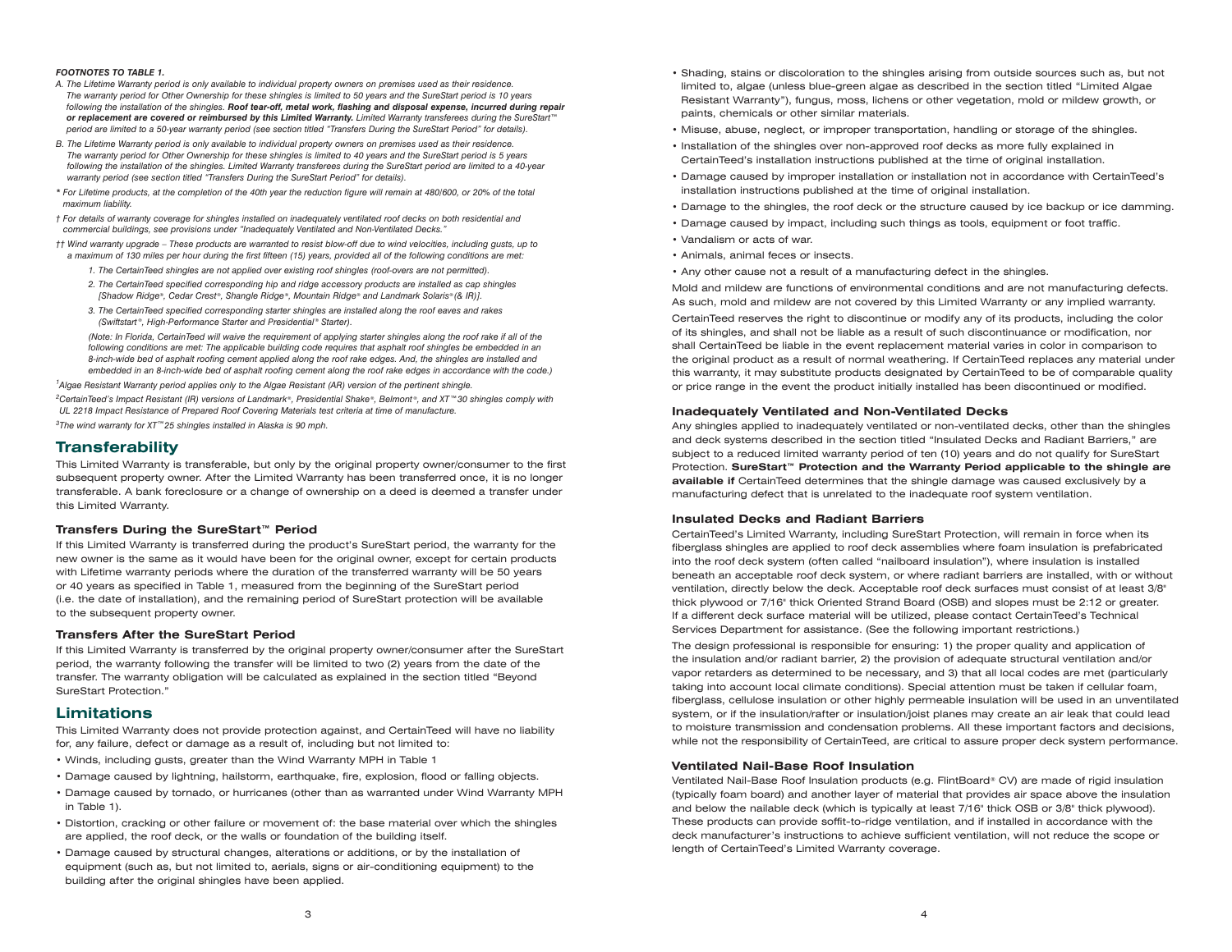***FOOTNOTES TO TABLE 1.***

*A. The Lifetime Warranty period is only available to individual property owners on premises used as their residence. The warranty period for Other Ownership for these shingles is limited to 50 years and the SureStart period is 10 years following the installation of the shingles.* ***Roof tear-off, metal work, flashing and disposal expense, incurred during repair or replacement are covered or reimbursed by this Limited Warranty.*** *Limited Warranty transferees during the SureStart™ period are limited to a 50-year warranty period (see section titled "Transfers During the SureStart Period" for details).*

*B. The Lifetime Warranty period is only available to individual property owners on premises used as their residence. The warranty period for Other Ownership for these shingles is limited to 40 years and the SureStart period is 5 years following the installation of the shingles. Limited Warranty transferees during the SureStart period are limited to a 40-year warranty period (see section titled "Transfers During the SureStart Period" for details).*

*\* For Lifetime products, at the completion of the 40th year the reduction figure will remain at 480/600, or 20% of the total maximum liability.*

*† For details of warranty coverage for shingles installed on inadequately ventilated roof decks on both residential and commercial buildings, see provisions under "Inadequately Ventilated and Non-Ventilated Decks."*

*†† Wind warranty upgrade – These products are warranted to resist blow-off due to wind velocities, including gusts, up to a maximum of 130 miles per hour during the first fifteen (15) years, provided all of the following conditions are met:*

1. *The CertainTeed shingles are not applied over existing roof shingles (roof-overs are not permitted).*
2. *The CertainTeed specified corresponding hip and ridge accessory products are installed as cap shingles [Shadow Ridge®, Cedar Crest®, Shangle Ridge®, Mountain Ridge® and Landmark Solaris® (& IR)].*
3. *The CertainTeed specified corresponding starter shingles are installed along the roof eaves and rakes (Swiftstart®, High-Performance Starter and Presidential® Starter).*

*(Note: In Florida, CertainTeed will waive the requirement of applying starter shingles along the roof rake if all of the following conditions are met: The applicable building code requires that asphalt roof shingles be embedded in an 8-inch-wide bed of asphalt roofing cement applied along the roof rake edges. And, the shingles are installed and embedded in an 8-inch-wide bed of asphalt roofing cement along the roof rake edges in accordance with the code.)*

*[1]Algae Resistant Warranty period applies only to the Algae Resistant (AR) version of the pertinent shingle.*

*[2]CertainTeed's Impact Resistant (IR) versions of Landmark®, Presidential Shake®, Belmont®, and XT™30 shingles comply with UL 2218 Impact Resistance of Prepared Roof Covering Materials test criteria at time of manufacture.*

*[3]The wind warranty for XT™25 shingles installed in Alaska is 90 mph.*

## Transferability

This Limited Warranty is transferable, but only by the original property owner/consumer to the first subsequent property owner. After the Limited Warranty has been transferred once, it is no longer transferable. A bank foreclosure or a change of ownership on a deed is deemed a transfer under this Limited Warranty.

### Transfers During the SureStart™ Period

If this Limited Warranty is transferred during the product's SureStart period, the warranty for the new owner is the same as it would have been for the original owner, except for certain products with Lifetime warranty periods where the duration of the transferred warranty will be 50 years or 40 years as specified in Table 1, measured from the beginning of the SureStart period (i.e. the date of installation), and the remaining period of SureStart protection will be available to the subsequent property owner.

### Transfers After the SureStart Period

If this Limited Warranty is transferred by the original property owner/consumer after the SureStart period, the warranty following the transfer will be limited to two (2) years from the date of the transfer. The warranty obligation will be calculated as explained in the section titled "Beyond SureStart Protection."

## Limitations

This Limited Warranty does not provide protection against, and CertainTeed will have no liability for, any failure, defect or damage as a result of, including but not limited to:

- Winds, including gusts, greater than the Wind Warranty MPH in Table 1
- Damage caused by lightning, hailstorm, earthquake, fire, explosion, flood or falling objects.
- Damage caused by tornado, or hurricanes (other than as warranted under Wind Warranty MPH in Table 1).
- Distortion, cracking or other failure or movement of: the base material over which the shingles are applied, the roof deck, or the walls or foundation of the building itself.
- Damage caused by structural changes, alterations or additions, or by the installation of equipment (such as, but not limited to, aerials, signs or air-conditioning equipment) to the building after the original shingles have been applied.
- Shading, stains or discoloration to the shingles arising from outside sources such as, but not limited to, algae (unless blue-green algae as described in the section titled "Limited Algae Resistant Warranty"), fungus, moss, lichens or other vegetation, mold or mildew growth, or paints, chemicals or other similar materials.
- Misuse, abuse, neglect, or improper transportation, handling or storage of the shingles.
- Installation of the shingles over non-approved roof decks as more fully explained in CertainTeed's installation instructions published at the time of original installation.
- Damage caused by improper installation or installation not in accordance with CertainTeed's installation instructions published at the time of original installation.
- Damage to the shingles, the roof deck or the structure caused by ice backup or ice damming.
- Damage caused by impact, including such things as tools, equipment or foot traffic.
- Vandalism or acts of war.
- Animals, animal feces or insects.
- Any other cause not a result of a manufacturing defect in the shingles.

Mold and mildew are functions of environmental conditions and are not manufacturing defects. As such, mold and mildew are not covered by this Limited Warranty or any implied warranty.

CertainTeed reserves the right to discontinue or modify any of its products, including the color of its shingles, and shall not be liable as a result of such discontinuance or modification, nor shall CertainTeed be liable in the event replacement material varies in color in comparison to the original product as a result of normal weathering. If CertainTeed replaces any material under this warranty, it may substitute products designated by CertainTeed to be of comparable quality or price range in the event the product initially installed has been discontinued or modified.

### Inadequately Ventilated and Non-Ventilated Decks

Any shingles applied to inadequately ventilated or non-ventilated decks, other than the shingles and deck systems described in the section titled "Insulated Decks and Radiant Barriers," are subject to a reduced limited warranty period of ten (10) years and do not qualify for SureStart Protection. **SureStart™ Protection and the Warranty Period applicable to the shingle are available if** CertainTeed determines that the shingle damage was caused exclusively by a manufacturing defect that is unrelated to the inadequate roof system ventilation.

### Insulated Decks and Radiant Barriers

CertainTeed's Limited Warranty, including SureStart Protection, will remain in force when its fiberglass shingles are applied to roof deck assemblies where foam insulation is prefabricated into the roof deck system (often called "nailboard insulation"), where insulation is installed beneath an acceptable roof deck system, or where radiant barriers are installed, with or without ventilation, directly below the deck. Acceptable roof deck surfaces must consist of at least 3/8" thick plywood or 7/16" thick Oriented Strand Board (OSB) and slopes must be 2:12 or greater. If a different deck surface material will be utilized, please contact CertainTeed's Technical Services Department for assistance. (See the following important restrictions.)

The design professional is responsible for ensuring: 1) the proper quality and application of the insulation and/or radiant barrier, 2) the provision of adequate structural ventilation and/or vapor retarders as determined to be necessary, and 3) that all local codes are met (particularly taking into account local climate conditions). Special attention must be taken if cellular foam, fiberglass, cellulose insulation or other highly permeable insulation will be used in an unventilated system, or if the insulation/rafter or insulation/joist planes may create an air leak that could lead to moisture transmission and condensation problems. All these important factors and decisions, while not the responsibility of CertainTeed, are critical to assure proper deck system performance.

### Ventilated Nail-Base Roof Insulation

Ventilated Nail-Base Roof Insulation products (e.g. FlintBoard® CV) are made of rigid insulation (typically foam board) and another layer of material that provides air space above the insulation and below the nailable deck (which is typically at least 7/16" thick OSB or 3/8" thick plywood). These products can provide soffit-to-ridge ventilation, and if installed in accordance with the deck manufacturer's instructions to achieve sufficient ventilation, will not reduce the scope or length of CertainTeed's Limited Warranty coverage.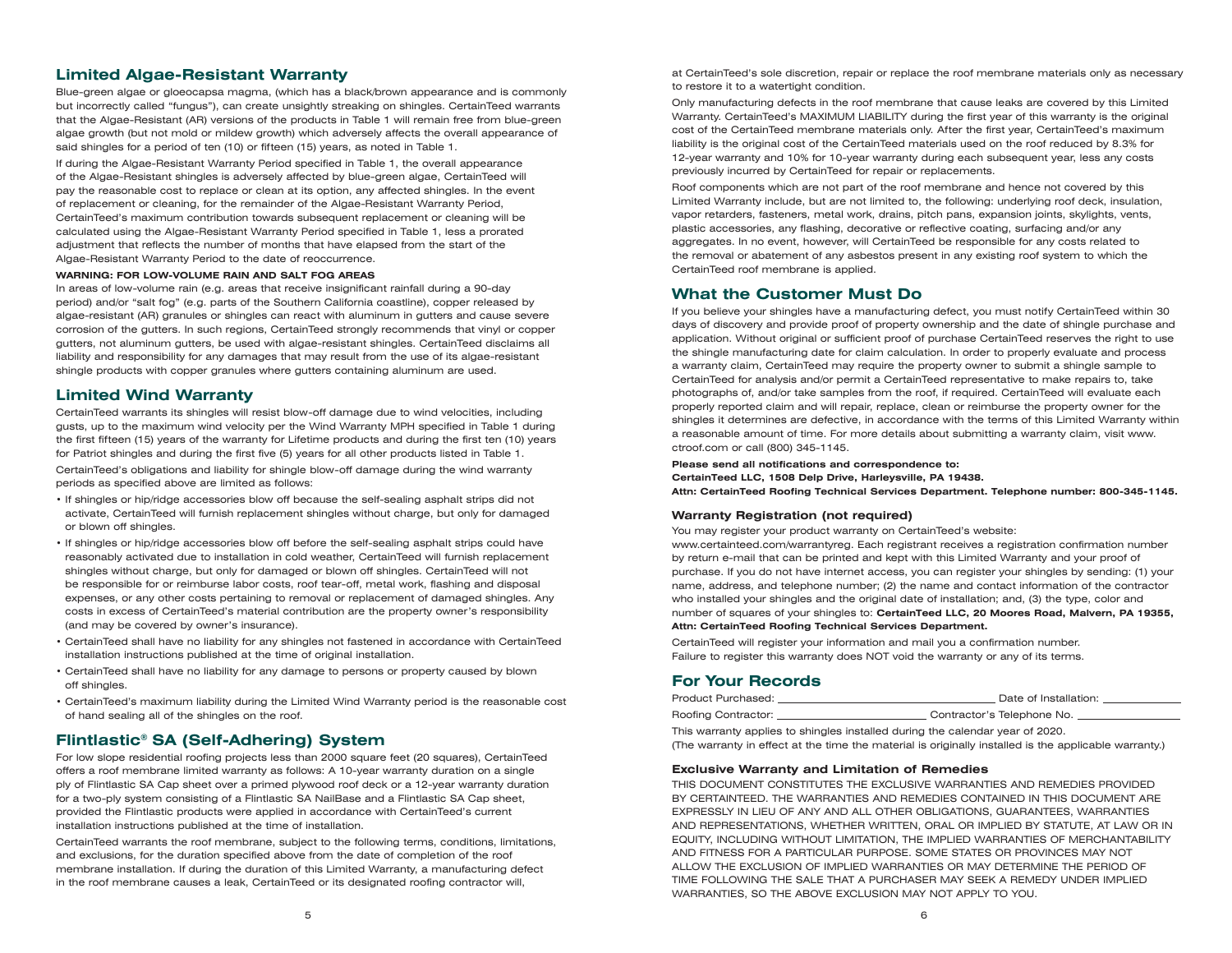## Limited Algae-Resistant Warranty

Blue-green algae or gloeocapsa magma, (which has a black/brown appearance and is commonly but incorrectly called "fungus"), can create unsightly streaking on shingles. CertainTeed warrants that the Algae-Resistant (AR) versions of the products in Table 1 will remain free from blue-green algae growth (but not mold or mildew growth) which adversely affects the overall appearance of said shingles for a period of ten (10) or fifteen (15) years, as noted in Table 1.

If during the Algae-Resistant Warranty Period specified in Table 1, the overall appearance of the Algae-Resistant shingles is adversely affected by blue-green algae, CertainTeed will pay the reasonable cost to replace or clean at its option, any affected shingles. In the event of replacement or cleaning, for the remainder of the Algae-Resistant Warranty Period, CertainTeed's maximum contribution towards subsequent replacement or cleaning will be calculated using the Algae-Resistant Warranty Period specified in Table 1, less a prorated adjustment that reflects the number of months that have elapsed from the start of the Algae-Resistant Warranty Period to the date of reoccurrence.

**WARNING: FOR LOW-VOLUME RAIN AND SALT FOG AREAS**

In areas of low-volume rain (e.g. areas that receive insignificant rainfall during a 90-day period) and/or "salt fog" (e.g. parts of the Southern California coastline), copper released by algae-resistant (AR) granules or shingles can react with aluminum in gutters and cause severe corrosion of the gutters. In such regions, CertainTeed strongly recommends that vinyl or copper gutters, not aluminum gutters, be used with algae-resistant shingles. CertainTeed disclaims all liability and responsibility for any damages that may result from the use of its algae-resistant shingle products with copper granules where gutters containing aluminum are used.

## Limited Wind Warranty

CertainTeed warrants its shingles will resist blow-off damage due to wind velocities, including gusts, up to the maximum wind velocity per the Wind Warranty MPH specified in Table 1 during the first fifteen (15) years of the warranty for Lifetime products and during the first ten (10) years for Patriot shingles and during the first five (5) years for all other products listed in Table 1.

CertainTeed's obligations and liability for shingle blow-off damage during the wind warranty periods as specified above are limited as follows:

- If shingles or hip/ridge accessories blow off because the self-sealing asphalt strips did not activate, CertainTeed will furnish replacement shingles without charge, but only for damaged or blown off shingles.
- If shingles or hip/ridge accessories blow off before the self-sealing asphalt strips could have reasonably activated due to installation in cold weather, CertainTeed will furnish replacement shingles without charge, but only for damaged or blown off shingles. CertainTeed will not be responsible for or reimburse labor costs, roof tear-off, metal work, flashing and disposal expenses, or any other costs pertaining to removal or replacement of damaged shingles. Any costs in excess of CertainTeed's material contribution are the property owner's responsibility (and may be covered by owner's insurance).
- CertainTeed shall have no liability for any shingles not fastened in accordance with CertainTeed installation instructions published at the time of original installation.
- CertainTeed shall have no liability for any damage to persons or property caused by blown off shingles.
- CertainTeed's maximum liability during the Limited Wind Warranty period is the reasonable cost of hand sealing all of the shingles on the roof.

## Flintlastic® SA (Self-Adhering) System

For low slope residential roofing projects less than 2000 square feet (20 squares), CertainTeed offers a roof membrane limited warranty as follows: A 10-year warranty duration on a single ply of Flintlastic SA Cap sheet over a primed plywood roof deck or a 12-year warranty duration for a two-ply system consisting of a Flintlastic SA NailBase and a Flintlastic SA Cap sheet, provided the Flintlastic products were applied in accordance with CertainTeed's current installation instructions published at the time of installation.

CertainTeed warrants the roof membrane, subject to the following terms, conditions, limitations, and exclusions, for the duration specified above from the date of completion of the roof membrane installation. If during the duration of this Limited Warranty, a manufacturing defect in the roof membrane causes a leak, CertainTeed or its designated roofing contractor will, at CertainTeed's sole discretion, repair or replace the roof membrane materials only as necessary to restore it to a watertight condition.

Only manufacturing defects in the roof membrane that cause leaks are covered by this Limited Warranty. CertainTeed's MAXIMUM LIABILITY during the first year of this warranty is the original cost of the CertainTeed membrane materials only. After the first year, CertainTeed's maximum liability is the original cost of the CertainTeed materials used on the roof reduced by 8.3% for 12-year warranty and 10% for 10-year warranty during each subsequent year, less any costs previously incurred by CertainTeed for repair or replacements.

Roof components which are not part of the roof membrane and hence not covered by this Limited Warranty include, but are not limited to, the following: underlying roof deck, insulation, vapor retarders, fasteners, metal work, drains, pitch pans, expansion joints, skylights, vents, plastic accessories, any flashing, decorative or reflective coating, surfacing and/or any aggregates. In no event, however, will CertainTeed be responsible for any costs related to the removal or abatement of any asbestos present in any existing roof system to which the CertainTeed roof membrane is applied.

## What the Customer Must Do

If you believe your shingles have a manufacturing defect, you must notify CertainTeed within 30 days of discovery and provide proof of property ownership and the date of shingle purchase and application. Without original or sufficient proof of purchase CertainTeed reserves the right to use the shingle manufacturing date for claim calculation. In order to properly evaluate and process a warranty claim, CertainTeed may require the property owner to submit a shingle sample to CertainTeed for analysis and/or permit a CertainTeed representative to make repairs to, take photographs of, and/or take samples from the roof, if required. CertainTeed will evaluate each properly reported claim and will repair, replace, clean or reimburse the property owner for the shingles it determines are defective, in accordance with the terms of this Limited Warranty within a reasonable amount of time. For more details about submitting a warranty claim, visit www.ctroof.com or call (800) 345-1145.

**Please send all notifications and correspondence to:**
**CertainTeed LLC, 1508 Delp Drive, Harleysville, PA 19438.**
**Attn: CertainTeed Roofing Technical Services Department. Telephone number: 800-345-1145.**

### Warranty Registration (not required)

You may register your product warranty on CertainTeed's website:
www.certainteed.com/warrantyreg. Each registrant receives a registration confirmation number by return e-mail that can be printed and kept with this Limited Warranty and your proof of purchase. If you do not have internet access, you can register your shingles by sending: (1) your name, address, and telephone number; (2) the name and contact information of the contractor who installed your shingles and the original date of installation; and, (3) the type, color and number of squares of your shingles to: **CertainTeed LLC, 20 Moores Road, Malvern, PA 19355, Attn: CertainTeed Roofing Technical Services Department.**

CertainTeed will register your information and mail you a confirmation number.
Failure to register this warranty does NOT void the warranty or any of its terms.

## For Your Records

Product Purchased: ______________________ Date of Installation: ____________

Roofing Contractor: ______________________ Contractor's Telephone No. ______________

This warranty applies to shingles installed during the calendar year of 2020.
(The warranty in effect at the time the material is originally installed is the applicable warranty.)

### Exclusive Warranty and Limitation of Remedies

THIS DOCUMENT CONSTITUTES THE EXCLUSIVE WARRANTIES AND REMEDIES PROVIDED BY CERTAINTEED. THE WARRANTIES AND REMEDIES CONTAINED IN THIS DOCUMENT ARE EXPRESSLY IN LIEU OF ANY AND ALL OTHER OBLIGATIONS, GUARANTEES, WARRANTIES AND REPRESENTATIONS, WHETHER WRITTEN, ORAL OR IMPLIED BY STATUTE, AT LAW OR IN EQUITY, INCLUDING WITHOUT LIMITATION, THE IMPLIED WARRANTIES OF MERCHANTABILITY AND FITNESS FOR A PARTICULAR PURPOSE. SOME STATES OR PROVINCES MAY NOT ALLOW THE EXCLUSION OF IMPLIED WARRANTIES OR MAY DETERMINE THE PERIOD OF TIME FOLLOWING THE SALE THAT A PURCHASER MAY SEEK A REMEDY UNDER IMPLIED WARRANTIES, SO THE ABOVE EXCLUSION MAY NOT APPLY TO YOU.